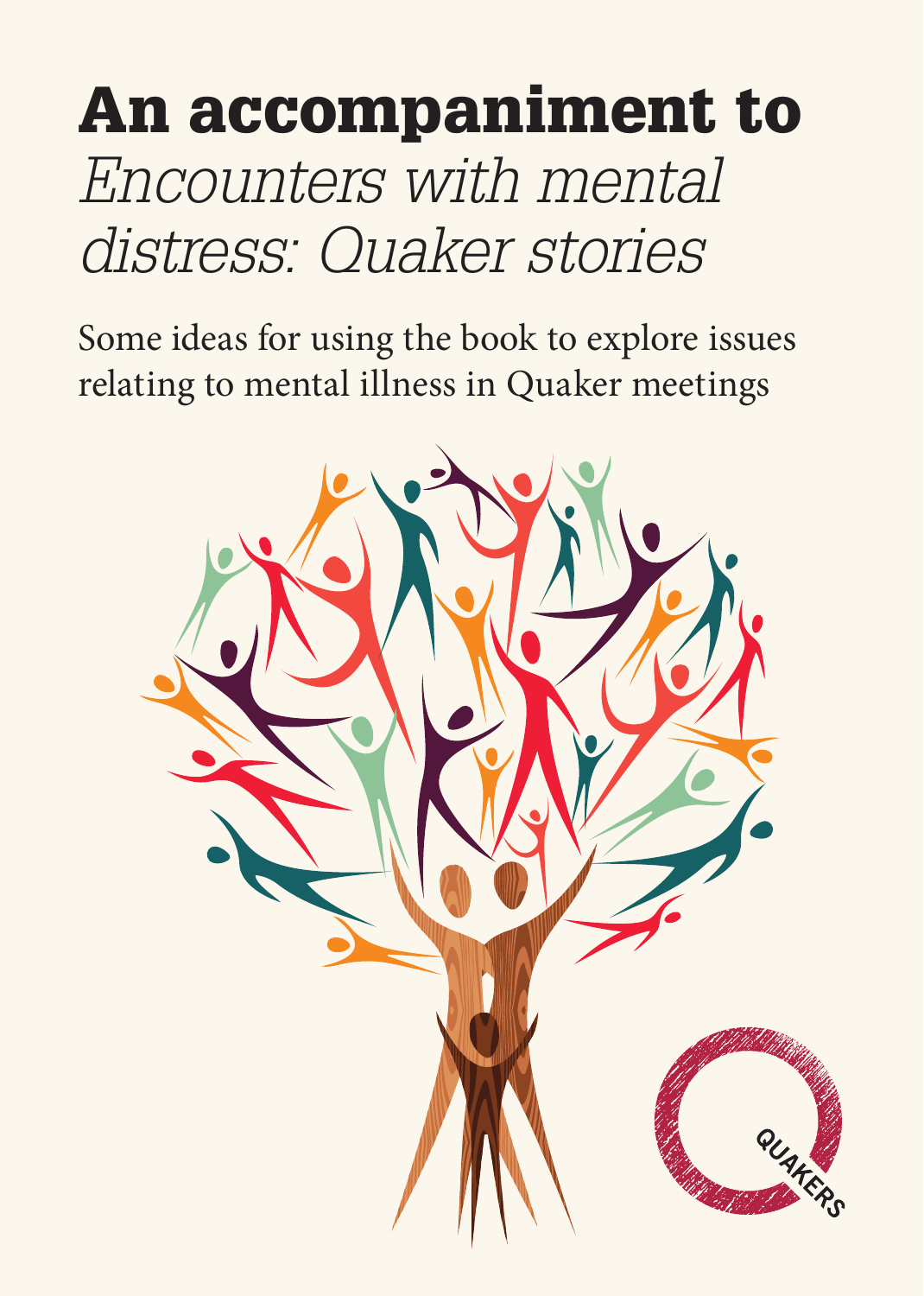# An accompaniment to *Encounters with mental distress: Quaker stories*

Some ideas for using the book to explore issues relating to mental illness in Quaker meetings

QUAKERS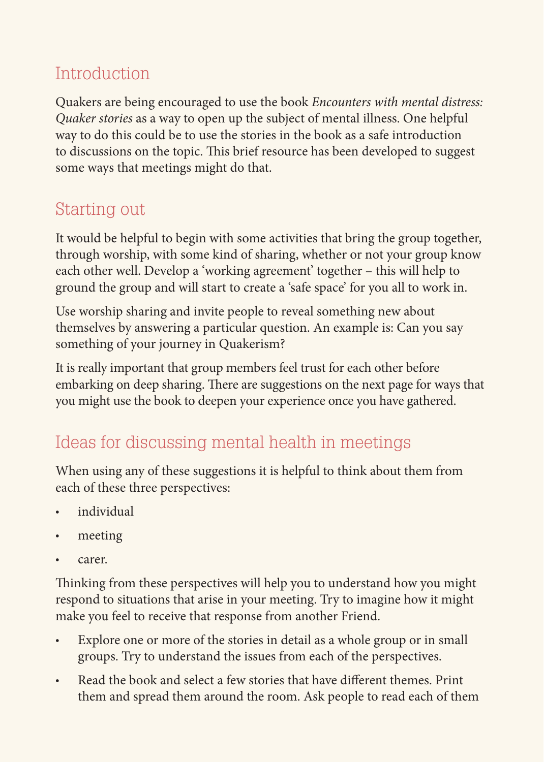## Introduction

Quakers are being encouraged to use the book *Encounters with mental distress: Quaker stories* as a way to open up the subject of mental illness. One helpful way to do this could be to use the stories in the book as a safe introduction to discussions on the topic. This brief resource has been developed to suggest some ways that meetings might do that.

## Starting out

It would be helpful to begin with some activities that bring the group together, through worship, with some kind of sharing, whether or not your group know each other well. Develop a 'working agreement' together – this will help to ground the group and will start to create a 'safe space' for you all to work in.

Use worship sharing and invite people to reveal something new about themselves by answering a particular question. An example is: Can you say something of your journey in Quakerism?

It is really important that group members feel trust for each other before embarking on deep sharing. There are suggestions on the next page for ways that you might use the book to deepen your experience once you have gathered.

## Ideas for discussing mental health in meetings

When using any of these suggestions it is helpful to think about them from each of these three perspectives:

- individual
- meeting
- carer.

Thinking from these perspectives will help you to understand how you might respond to situations that arise in your meeting. Try to imagine how it might make you feel to receive that response from another Friend.

- Explore one or more of the stories in detail as a whole group or in small groups. Try to understand the issues from each of the perspectives.
- Read the book and select a few stories that have different themes. Print them and spread them around the room. Ask people to read each of them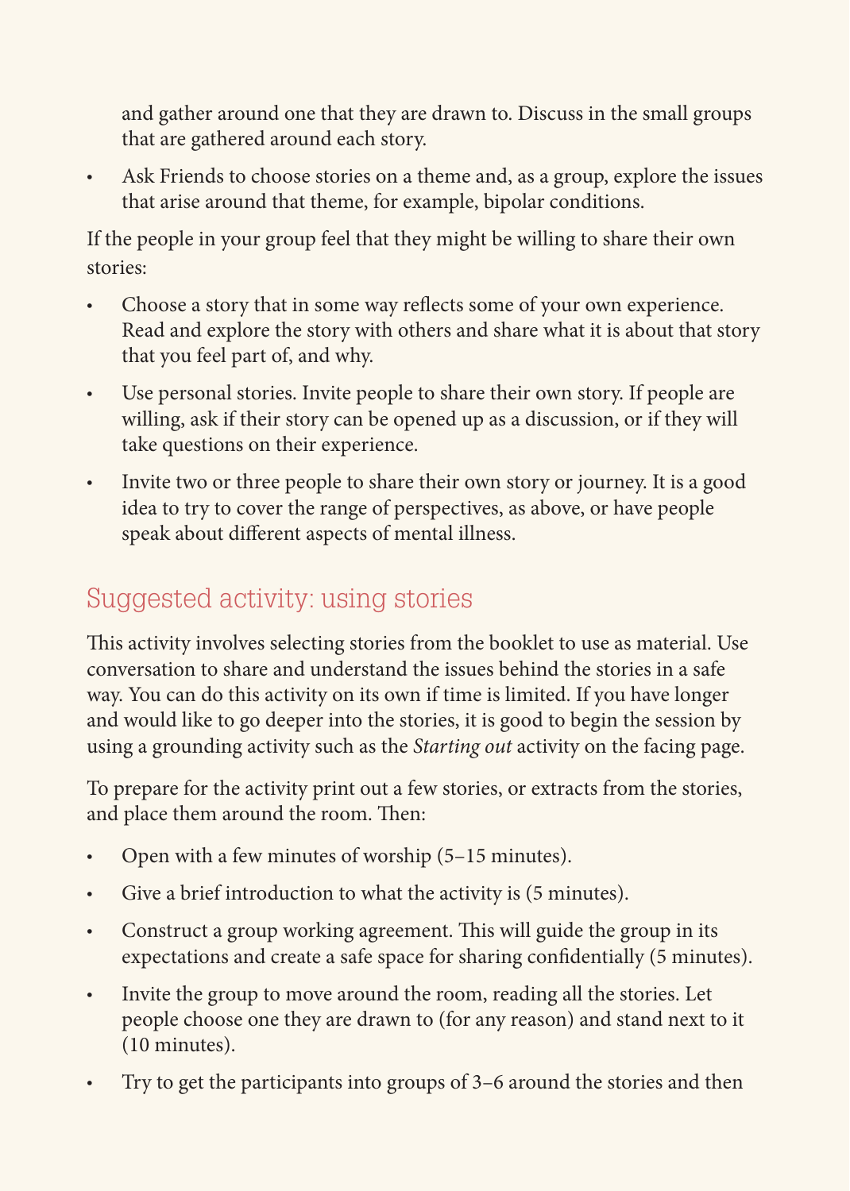and gather around one that they are drawn to. Discuss in the small groups that are gathered around each story.

- Ask Friends to choose stories on a theme and, as a group, explore the issues that arise around that theme, for example, bipolar conditions.

If the people in your group feel that they might be willing to share their own stories:

- Choose a story that in some way reflects some of your own experience. Read and explore the story with others and share what it is about that story that you feel part of, and why.
- Use personal stories. Invite people to share their own story. If people are willing, ask if their story can be opened up as a discussion, or if they will take questions on their experience.
- Invite two or three people to share their own story or journey. It is a good idea to try to cover the range of perspectives, as above, or have people speak about different aspects of mental illness.

## Suggested activity: using stories

This activity involves selecting stories from the booklet to use as material. Use conversation to share and understand the issues behind the stories in a safe way. You can do this activity on its own if time is limited. If you have longer and would like to go deeper into the stories, it is good to begin the session by using a grounding activity such as the *Starting out* activity on the facing page.

To prepare for the activity print out a few stories, or extracts from the stories, and place them around the room. Then:

- Open with a few minutes of worship (5–15 minutes).
- Give a brief introduction to what the activity is (5 minutes).
- Construct a group working agreement. This will guide the group in its expectations and create a safe space for sharing confidentially (5 minutes).
- Invite the group to move around the room, reading all the stories. Let people choose one they are drawn to (for any reason) and stand next to it (10 minutes).
- Try to get the participants into groups of 3–6 around the stories and then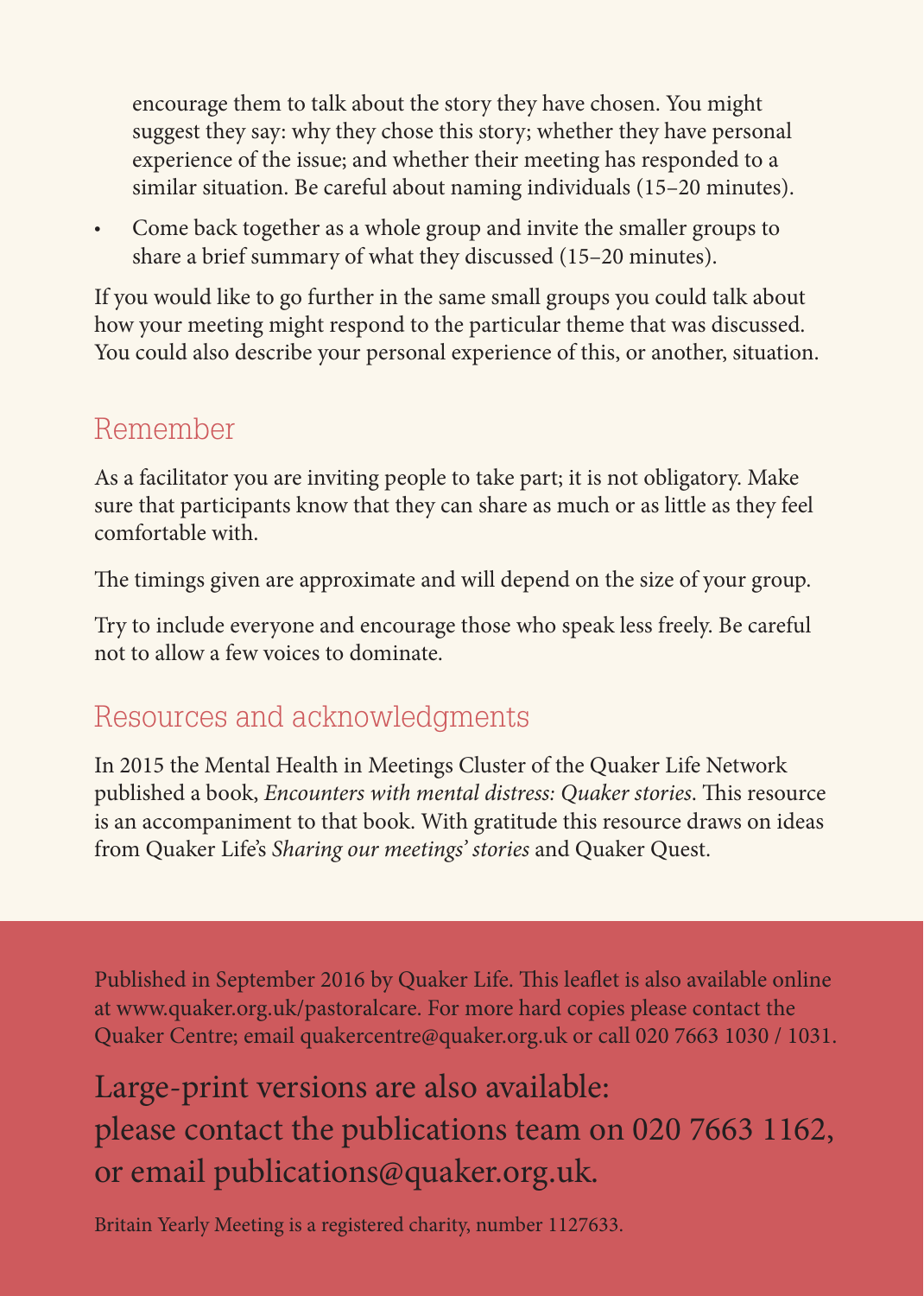encourage them to talk about the story they have chosen. You might suggest they say: why they chose this story; whether they have personal experience of the issue; and whether their meeting has responded to a similar situation. Be careful about naming individuals (15–20 minutes).

- Come back together as a whole group and invite the smaller groups to share a brief summary of what they discussed (15–20 minutes).

If you would like to go further in the same small groups you could talk about how your meeting might respond to the particular theme that was discussed. You could also describe your personal experience of this, or another, situation.

## Remember

As a facilitator you are inviting people to take part; it is not obligatory. Make sure that participants know that they can share as much or as little as they feel comfortable with.

The timings given are approximate and will depend on the size of your group.

Try to include everyone and encourage those who speak less freely. Be careful not to allow a few voices to dominate.

## Resources and acknowledgments

In 2015 the Mental Health in Meetings Cluster of the Quaker Life Network published a book, *Encounters with mental distress: Quaker stories*. This resource is an accompaniment to that book. With gratitude this resource draws on ideas from Quaker Life's *Sharing our meetings' stories* and Quaker Quest.

Published in September 2016 by Quaker Life. This leaflet is also available online at www.quaker.org.uk/pastoralcare. For more hard copies please contact the Quaker Centre; email quakercentre@quaker.org.uk or call 020 7663 1030 / 1031.

Large-print versions are also available: please contact the publications team on 020 7663 1162, or email publications@quaker.org.uk.

Britain Yearly Meeting is a registered charity, number 1127633.